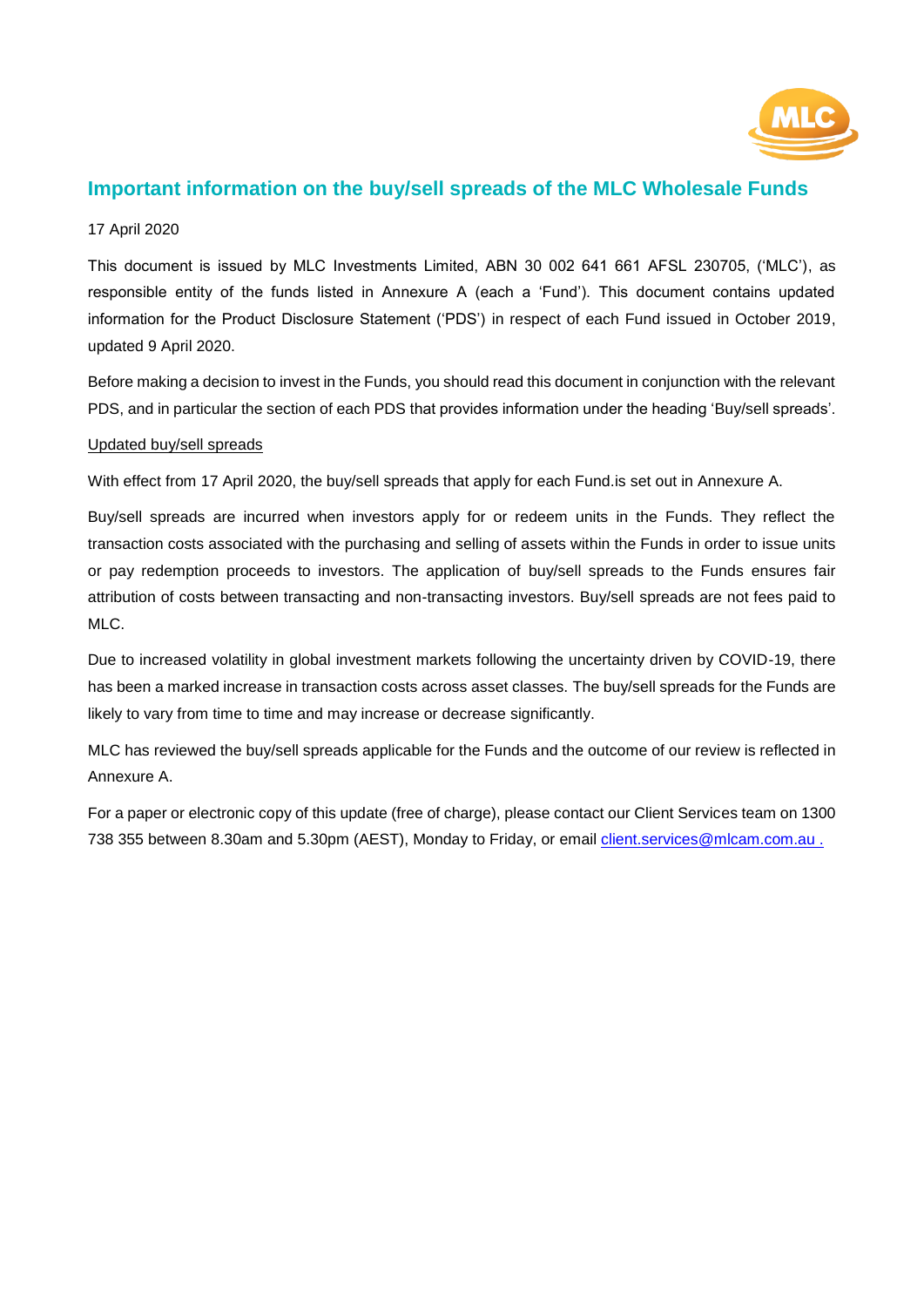# Important information on the buy/sell spreads of the MLC Wholesale Funds

17 April 2020

This document is issued by MLC Investments Limited, ABN 30 002 641 661 AFSL 230705, ('MLC'), as responsible entity of the funds listed in Annexure A (each a 'Fund'). This document contains updated information for the Product Disclosure Statement ('PDS') in respect of each Fund issued in October 2019, updated 9 April 2020.

Before making a decision to invest in the Funds, you should read this document in conjunction with the relevant PDS, and in particular the section of each PDS that provides information under the heading 'Buy/sell spreads'.

Updated buy/sell spreads

With effect from 17 April 2020, the buy/sell spreads that apply for each Fund.is set out in Annexure A.

Buy/sell spreads are incurred when investors apply for or redeem units in the Funds. They reflect the transaction costs associated with the purchasing and selling of assets within the Funds in order to issue units or pay redemption proceeds to investors. The application of buy/sell spreads to the Funds ensures fair attribution of costs between transacting and non-transacting investors. Buy/sell spreads are not fees paid to MLC.

Due to increased volatility in global investment markets following the uncertainty driven by COVID-19, there has been a marked increase in transaction costs across asset classes. The buy/sell spreads for the Funds are likely to vary from time to time and may increase or decrease significantly.

MLC has reviewed the buy/sell spreads applicable for the Funds and the outcome of our review is reflected in Annexure A.

For a paper or electronic copy of this update (free of charge), please contact our Client Services team on 1300 738 355 between 8.30am and 5.30pm (AEST), Monday to Friday, or email client.services@mlcam.com.au .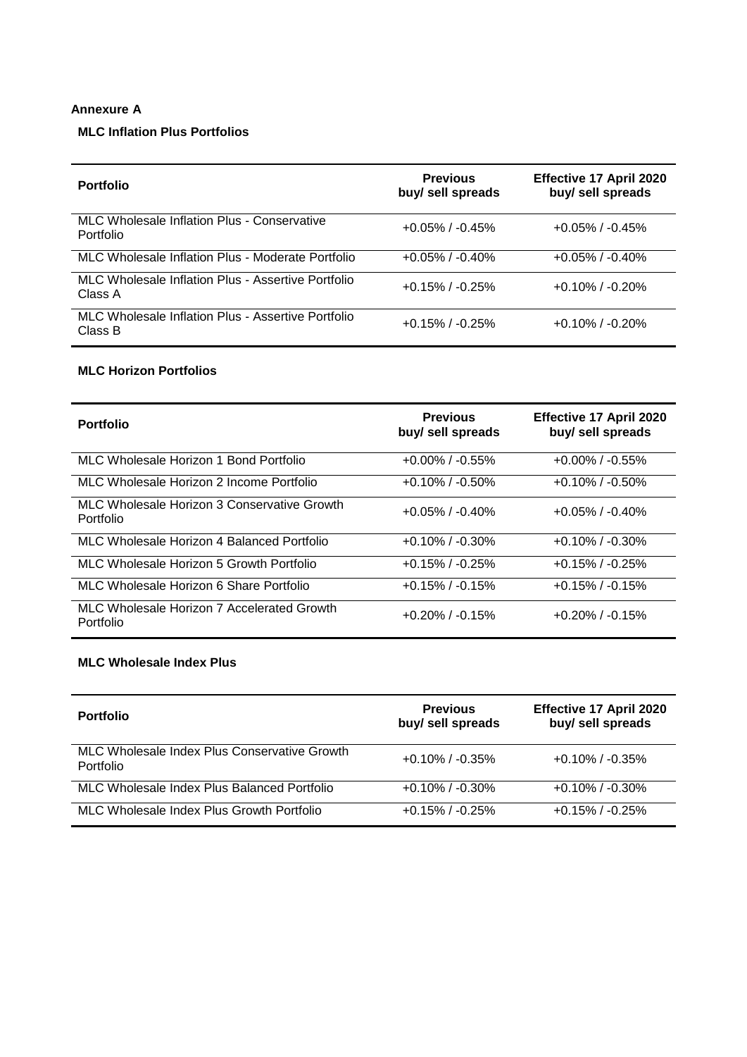**Annexure A**

**MLC Inflation Plus Portfolios**

| Portfolio | Previous buy/ sell spreads | Effective 17 April 2020 buy/ sell spreads |
|---|---|---|
| MLC Wholesale Inflation Plus - Conservative Portfolio | +0.05% / -0.45% | +0.05% / -0.45% |
| MLC Wholesale Inflation Plus - Moderate Portfolio | +0.05% / -0.40% | +0.05% / -0.40% |
| MLC Wholesale Inflation Plus - Assertive Portfolio Class A | +0.15% / -0.25% | +0.10% / -0.20% |
| MLC Wholesale Inflation Plus - Assertive Portfolio Class B | +0.15% / -0.25% | +0.10% / -0.20% |

**MLC Horizon Portfolios**

| Portfolio | Previous buy/ sell spreads | Effective 17 April 2020 buy/ sell spreads |
|---|---|---|
| MLC Wholesale Horizon 1 Bond Portfolio | +0.00% / -0.55% | +0.00% / -0.55% |
| MLC Wholesale Horizon 2 Income Portfolio | +0.10% / -0.50% | +0.10% / -0.50% |
| MLC Wholesale Horizon 3 Conservative Growth Portfolio | +0.05% / -0.40% | +0.05% / -0.40% |
| MLC Wholesale Horizon 4 Balanced Portfolio | +0.10% / -0.30% | +0.10% / -0.30% |
| MLC Wholesale Horizon 5 Growth Portfolio | +0.15% / -0.25% | +0.15% / -0.25% |
| MLC Wholesale Horizon 6 Share Portfolio | +0.15% / -0.15% | +0.15% / -0.15% |
| MLC Wholesale Horizon 7 Accelerated Growth Portfolio | +0.20% / -0.15% | +0.20% / -0.15% |

**MLC Wholesale Index Plus**

| Portfolio | Previous buy/ sell spreads | Effective 17 April 2020 buy/ sell spreads |
|---|---|---|
| MLC Wholesale Index Plus Conservative Growth Portfolio | +0.10% / -0.35% | +0.10% / -0.35% |
| MLC Wholesale Index Plus Balanced Portfolio | +0.10% / -0.30% | +0.10% / -0.30% |
| MLC Wholesale Index Plus Growth Portfolio | +0.15% / -0.25% | +0.15% / -0.25% |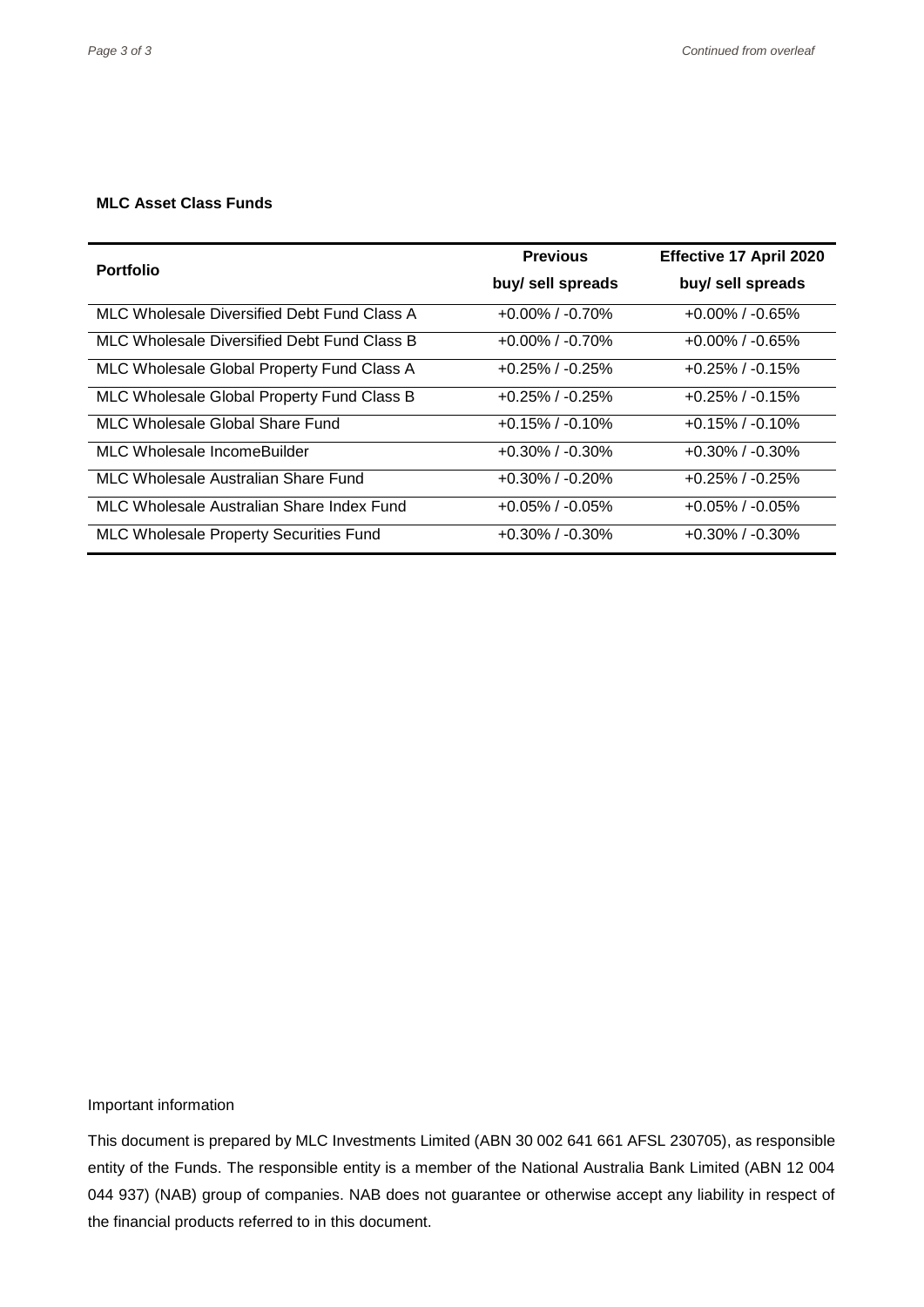**MLC Asset Class Funds**

| Portfolio | Previous buy/ sell spreads | Effective 17 April 2020 buy/ sell spreads |
|---|---|---|
| MLC Wholesale Diversified Debt Fund Class A | +0.00% / -0.70% | +0.00% / -0.65% |
| MLC Wholesale Diversified Debt Fund Class B | +0.00% / -0.70% | +0.00% / -0.65% |
| MLC Wholesale Global Property Fund Class A | +0.25% / -0.25% | +0.25% / -0.15% |
| MLC Wholesale Global Property Fund Class B | +0.25% / -0.25% | +0.25% / -0.15% |
| MLC Wholesale Global Share Fund | +0.15% / -0.10% | +0.15% / -0.10% |
| MLC Wholesale IncomeBuilder | +0.30% / -0.30% | +0.30% / -0.30% |
| MLC Wholesale Australian Share Fund | +0.30% / -0.20% | +0.25% / -0.25% |
| MLC Wholesale Australian Share Index Fund | +0.05% / -0.05% | +0.05% / -0.05% |
| MLC Wholesale Property Securities Fund | +0.30% / -0.30% | +0.30% / -0.30% |

Important information

This document is prepared by MLC Investments Limited (ABN 30 002 641 661 AFSL 230705), as responsible entity of the Funds. The responsible entity is a member of the National Australia Bank Limited (ABN 12 004 044 937) (NAB) group of companies. NAB does not guarantee or otherwise accept any liability in respect of the financial products referred to in this document.